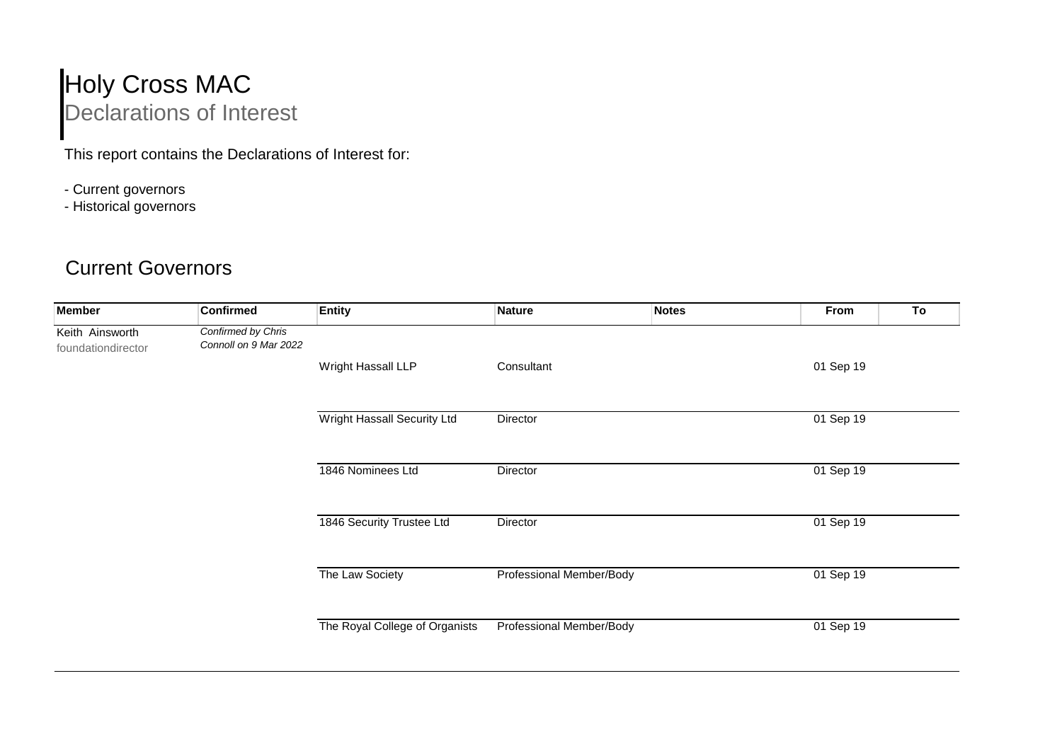# Holy Cross MAC

## Declarations of Interest

This report contains the Declarations of Interest for:

- Current governors
- Historical governors

## Current Governors

| Member | Confirmed | Entity | Nature | Notes | From | To |
|---|---|---|---|---|---|---|
| Keith Ainsworth<br>foundationdirector | *Confirmed by Chris Connoll on 9 Mar 2022* | | | | | |
| | | Wright Hassall LLP | Consultant | | 01 Sep 19 | |
| | | Wright Hassall Security Ltd | Director | | 01 Sep 19 | |
| | | 1846 Nominees Ltd | Director | | 01 Sep 19 | |
| | | 1846 Security Trustee Ltd | Director | | 01 Sep 19 | |
| | | The Law Society | Professional Member/Body | | 01 Sep 19 | |
| | | The Royal College of Organists | Professional Member/Body | | 01 Sep 19 | |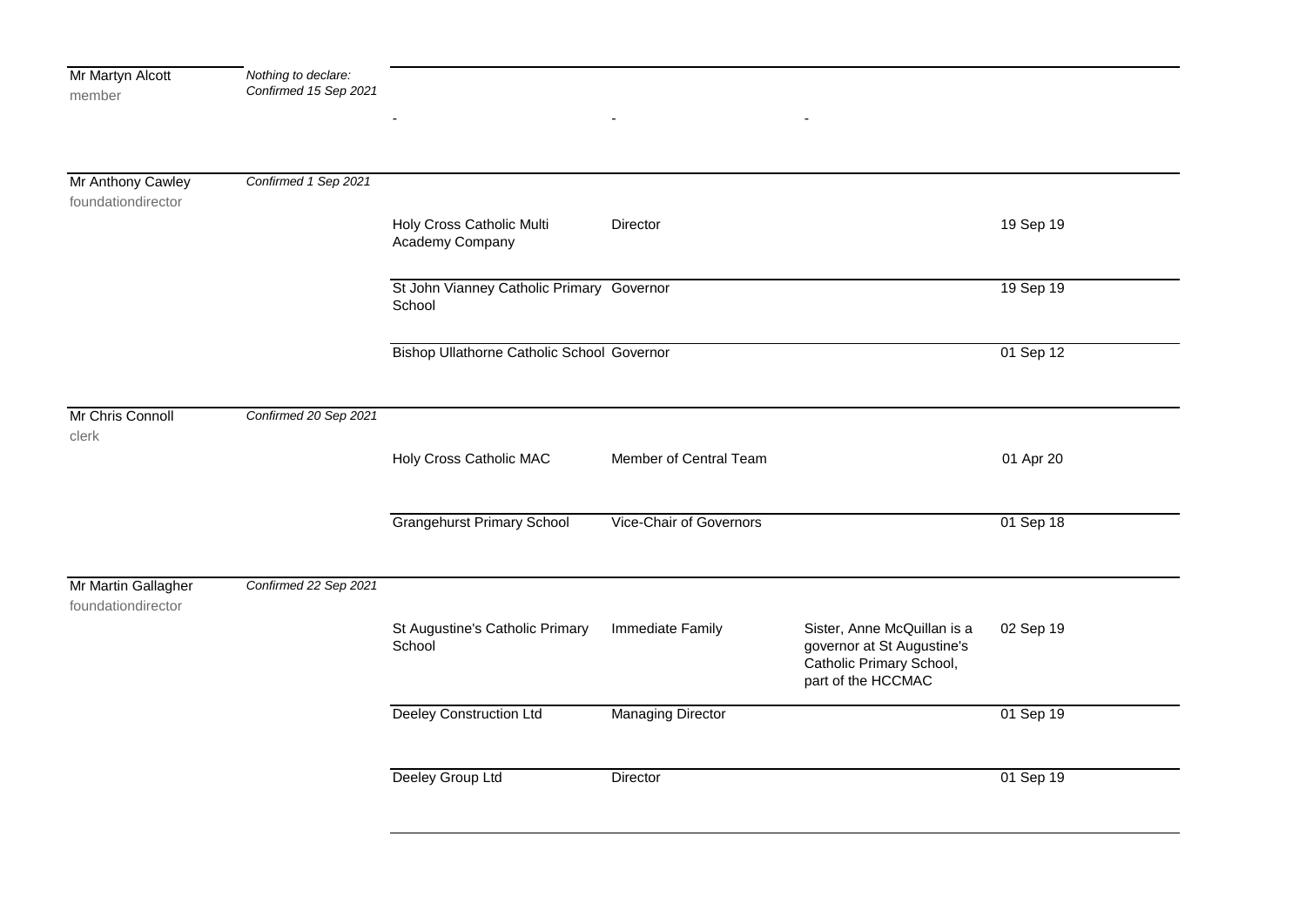| Name | Declaration | Organisation | Relationship | Details | Date |
|---|---|---|---|---|---|
| Mr Martyn Alcott<br>member | *Nothing to declare: Confirmed 15 Sep 2021* | - | - | - | |
| Mr Anthony Cawley<br>foundationdirector | *Confirmed 1 Sep 2021* | Holy Cross Catholic Multi Academy Company | Director | | 19 Sep 19 |
| | | St John Vianney Catholic Primary School | Governor | | 19 Sep 19 |
| | | Bishop Ullathorne Catholic School | Governor | | 01 Sep 12 |
| Mr Chris Connoll<br>clerk | *Confirmed 20 Sep 2021* | Holy Cross Catholic MAC | Member of Central Team | | 01 Apr 20 |
| | | Grangehurst Primary School | Vice-Chair of Governors | | 01 Sep 18 |
| Mr Martin Gallagher<br>foundationdirector | *Confirmed 22 Sep 2021* | St Augustine's Catholic Primary School | Immediate Family | Sister, Anne McQuillan is a governor at St Augustine's Catholic Primary School, part of the HCCMAC | 02 Sep 19 |
| | | Deeley Construction Ltd | Managing Director | | 01 Sep 19 |
| | | Deeley Group Ltd | Director | | 01 Sep 19 |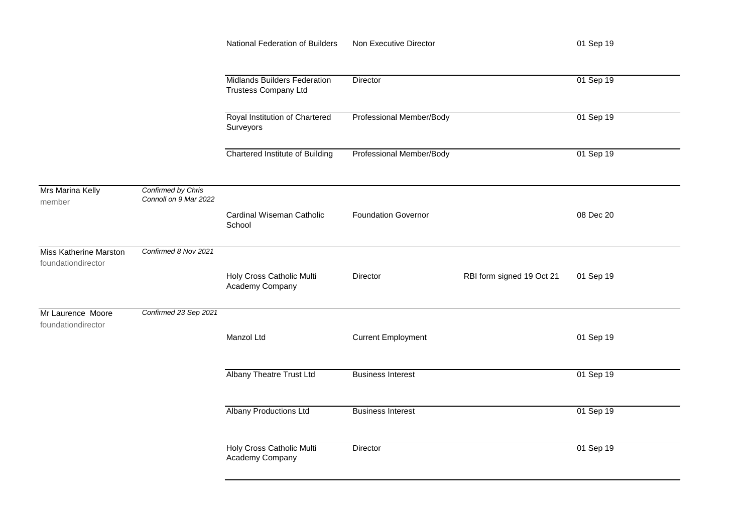| | | | | | |
|---|---|---|---|---|---|
| | | National Federation of Builders | Non Executive Director | | 01 Sep 19 |
| | | Midlands Builders Federation Trustess Company Ltd | Director | | 01 Sep 19 |
| | | Royal Institution of Chartered Surveyors | Professional Member/Body | | 01 Sep 19 |
| | | Chartered Institute of Building | Professional Member/Body | | 01 Sep 19 |
| Mrs Marina Kelly<br>member | *Confirmed by Chris Connoll on 9 Mar 2022* | | | | |
| | | Cardinal Wiseman Catholic School | Foundation Governor | | 08 Dec 20 |
| Miss Katherine Marston<br>foundationdirector | *Confirmed 8 Nov 2021* | | | | |
| | | Holy Cross Catholic Multi Academy Company | Director | RBI form signed 19 Oct 21 | 01 Sep 19 |
| Mr Laurence Moore<br>foundationdirector | *Confirmed 23 Sep 2021* | | | | |
| | | Manzol Ltd | Current Employment | | 01 Sep 19 |
| | | Albany Theatre Trust Ltd | Business Interest | | 01 Sep 19 |
| | | Albany Productions Ltd | Business Interest | | 01 Sep 19 |
| | | Holy Cross Catholic Multi Academy Company | Director | | 01 Sep 19 |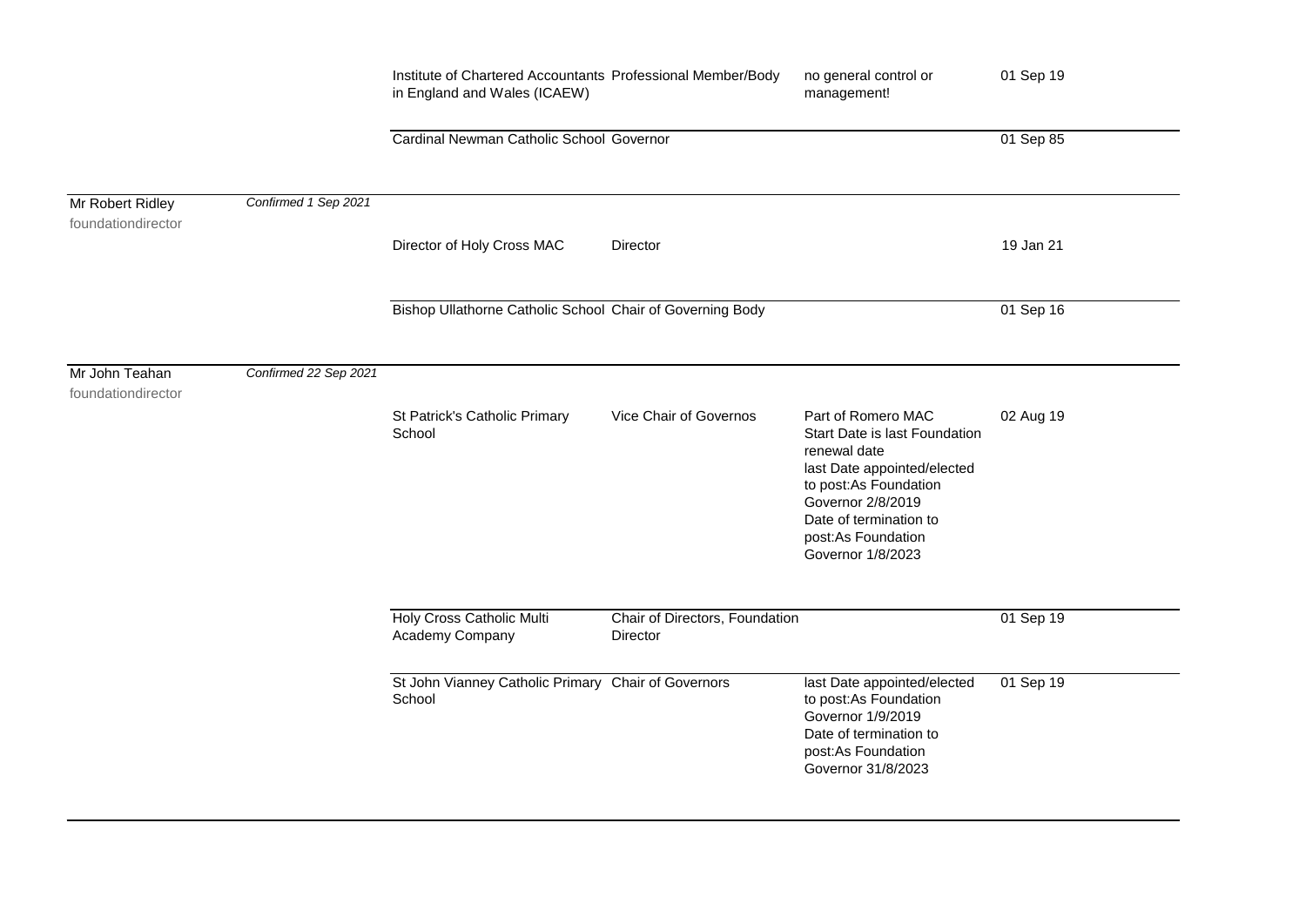| | | | | | |
|---|---|---|---|---|---|
| | | Institute of Chartered Accountants in England and Wales (ICAEW) | Professional Member/Body | no general control or management! | 01 Sep 19 |
| | | Cardinal Newman Catholic School | Governor | | 01 Sep 85 |
| Mr Robert Ridley<br>foundationdirector | *Confirmed 1 Sep 2021* | | | | |
| | | Director of Holy Cross MAC | Director | | 19 Jan 21 |
| | | Bishop Ullathorne Catholic School | Chair of Governing Body | | 01 Sep 16 |
| Mr John Teahan<br>foundationdirector | *Confirmed 22 Sep 2021* | | | | |
| | | St Patrick's Catholic Primary School | Vice Chair of Governos | Part of Romero MAC<br>Start Date is last Foundation renewal date<br>last Date appointed/elected to post:As Foundation Governor 2/8/2019<br>Date of termination to post:As Foundation Governor 1/8/2023 | 02 Aug 19 |
| | | Holy Cross Catholic Multi Academy Company | Chair of Directors, Foundation Director | | 01 Sep 19 |
| | | St John Vianney Catholic Primary School | Chair of Governors | last Date appointed/elected to post:As Foundation Governor 1/9/2019<br>Date of termination to post:As Foundation Governor 31/8/2023 | 01 Sep 19 |